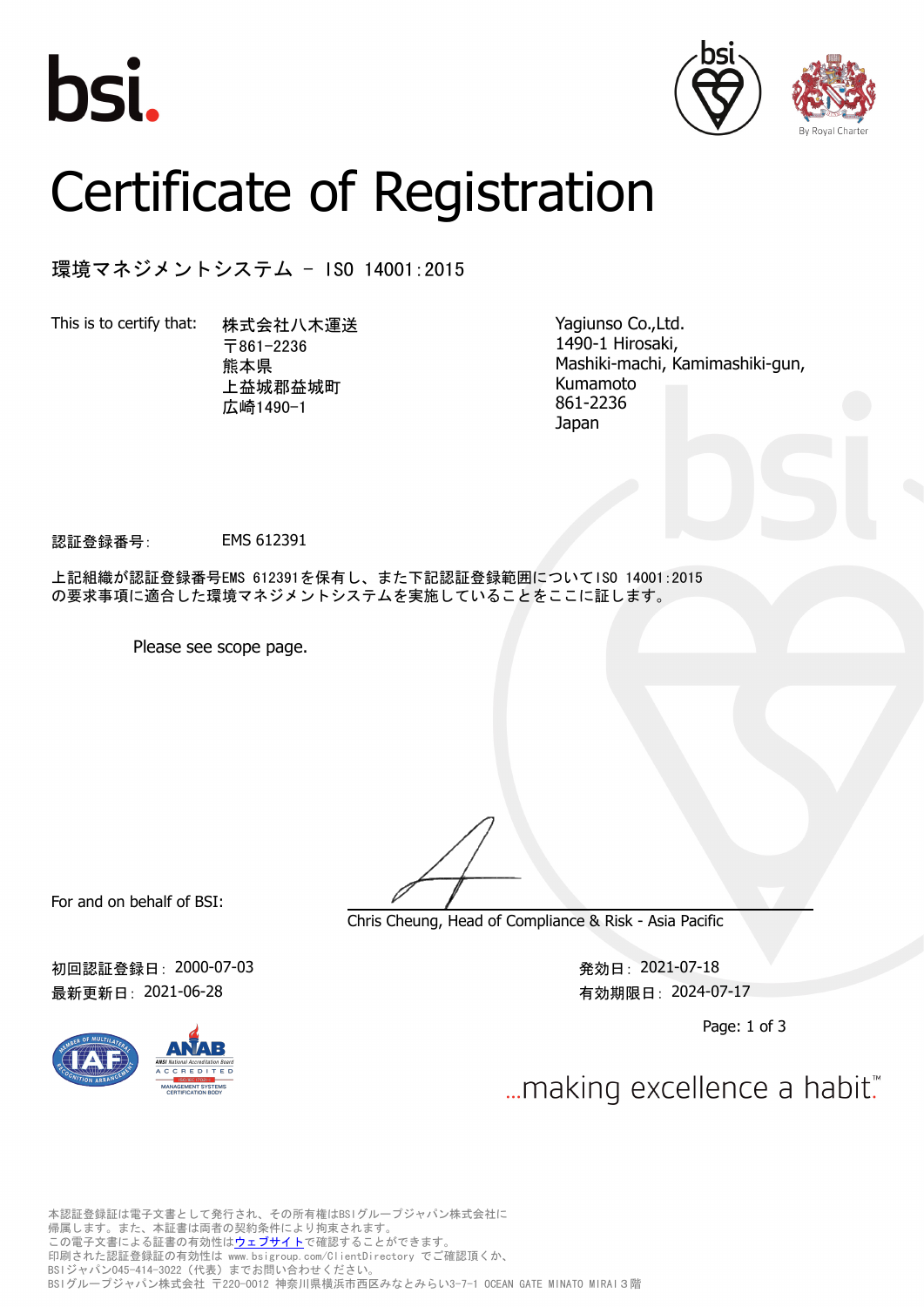bsi.

# Certificate of Registration

## 環境マネジメントシステム - ISO 14001:2015

This is to certify that:

株式会社八木運送
〒861-2236
熊本県
上益城郡益城町
広崎1490-1

Yagiunso Co.,Ltd.
1490-1 Hirosaki,
Mashiki-machi, Kamimashiki-gun,
Kumamoto
861-2236
Japan

認証登録番号: EMS 612391

上記組織が認証登録番号EMS 612391を保有し、また下記認証登録範囲についてISO 14001:2015の要求事項に適合した環境マネジメントシステムを実施していることをここに証します。

Please see scope page.

For and on behalf of BSI:

Chris Cheung, Head of Compliance & Risk - Asia Pacific

初回認証登録日: 2000-07-03
最新更新日: 2021-06-28

発効日: 2021-07-18
有効期限日: 2024-07-17

...making excellence a habit.™

本認証登録証は電子文書として発行され、その所有権はBSIグループジャパン株式会社に帰属します。また、本証書は両者の契約条件により拘束されます。
この電子文書による証書の有効性はウェブサイトで確認することができます。
印刷された認証登録証の有効性は www.bsigroup.com/ClientDirectory でご確認頂くか、BSIジャパン045-414-3022（代表）までお問い合わせください。
BSIグループジャパン株式会社 〒220-0012 神奈川県横浜市西区みなとみらい3-7-1 OCEAN GATE MINATO MIRAI 3階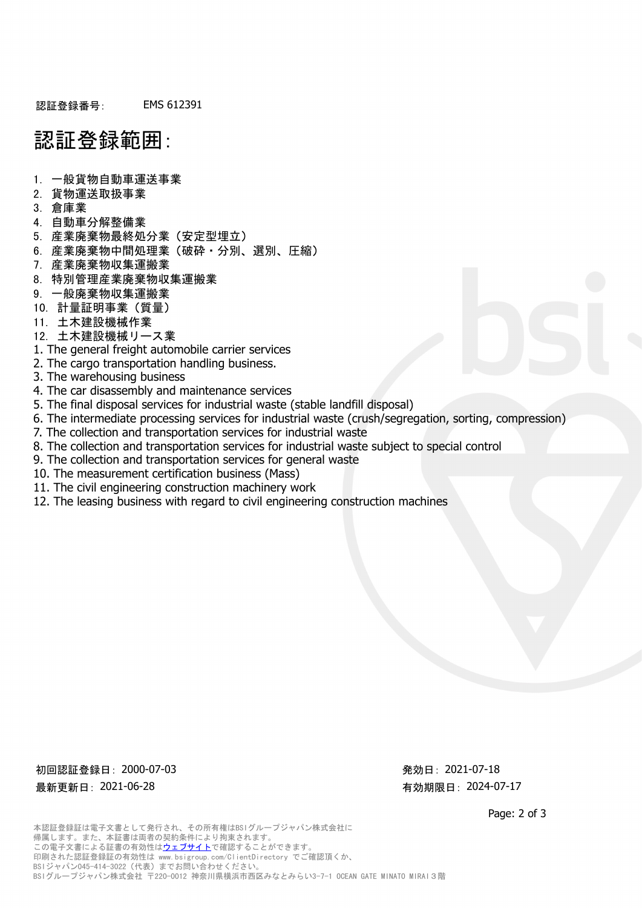認証登録番号:　EMS 612391

# 認証登録範囲:

1. 一般貨物自動車運送事業
2. 貨物運送取扱事業
3. 倉庫業
4. 自動車分解整備業
5. 産業廃棄物最終処分業（安定型埋立）
6. 産業廃棄物中間処理業（破砕・分別、選別、圧縮）
7. 産業廃棄物収集運搬業
8. 特別管理産業廃棄物収集運搬業
9. 一般廃棄物収集運搬業
10. 計量証明事業（質量）
11. 土木建設機械作業
12. 土木建設機械リース業

1. The general freight automobile carrier services
2. The cargo transportation handling business.
3. The warehousing business
4. The car disassembly and maintenance services
5. The final disposal services for industrial waste (stable landfill disposal)
6. The intermediate processing services for industrial waste (crush/segregation, sorting, compression)
7. The collection and transportation services for industrial waste
8. The collection and transportation services for industrial waste subject to special control
9. The collection and transportation services for general waste
10. The measurement certification business (Mass)
11. The civil engineering construction machinery work
12. The leasing business with regard to civil engineering construction machines

初回認証登録日: 2000-07-03　　　　発効日: 2021-07-18

最新更新日: 2021-06-28　　　　有効期限日: 2024-07-17

本認証登録証は電子文書として発行され、その所有権はBSIグループジャパン株式会社に帰属します。また、本証書は両者の契約条件により拘束されます。
この電子文書による証書の有効性はウェブサイトで確認することができます。
印刷された認証登録証の有効性は www.bsigroup.com/ClientDirectory でご確認頂くか、BSIジャパン045-414-3022（代表）までお問い合わせください。
BSIグループジャパン株式会社 〒220-0012 神奈川県横浜市西区みなとみらい3-7-1 OCEAN GATE MINATO MIRAI３階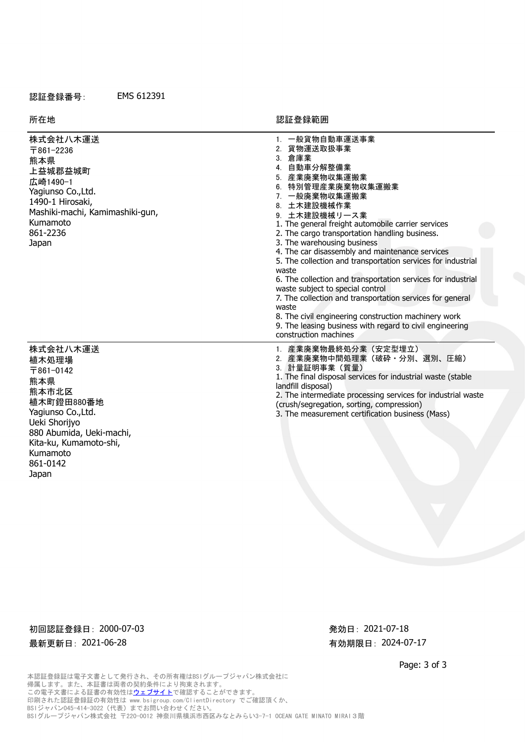認証登録番号:　EMS 612391

| 所在地 | 認証登録範囲 |
| --- | --- |
| 株式会社八木運送<br>〒861-2236<br>熊本県<br>上益城郡益城町<br>広崎1490-1<br>Yagiunso Co.,Ltd.<br>1490-1 Hirosaki,<br>Mashiki-machi, Kamimashiki-gun,<br>Kumamoto<br>861-2236<br>Japan | 1. 一般貨物自動車運送事業<br>2. 貨物運送取扱事業<br>3. 倉庫業<br>4. 自動車分解整備業<br>5. 産業廃棄物収集運搬業<br>6. 特別管理産業廃棄物収集運搬業<br>7. 一般廃棄物収集運搬業<br>8. 土木建設機械作業<br>9. 土木建設機械リース業<br>1. The general freight automobile carrier services<br>2. The cargo transportation handling business.<br>3. The warehousing business<br>4. The car disassembly and maintenance services<br>5. The collection and transportation services for industrial waste<br>6. The collection and transportation services for industrial waste subject to special control<br>7. The collection and transportation services for general waste<br>8. The civil engineering construction machinery work<br>9. The leasing business with regard to civil engineering construction machines |
| 株式会社八木運送<br>植木処理場<br>〒861-0142<br>熊本県<br>熊本市北区<br>植木町鐙田880番地<br>Yagiunso Co.,Ltd.<br>Ueki Shorijyo<br>880 Abumida, Ueki-machi,<br>Kita-ku, Kumamoto-shi,<br>Kumamoto<br>861-0142<br>Japan | 1. 産業廃棄物最終処分業（安定型埋立）<br>2. 産業廃棄物中間処理業（破砕・分別、選別、圧縮）<br>3. 計量証明事業（質量）<br>1. The final disposal services for industrial waste (stable landfill disposal)<br>2. The intermediate processing services for industrial waste (crush/segregation, sorting, compression)<br>3. The measurement certification business (Mass) |

初回認証登録日: 2000-07-03
最新更新日: 2021-06-28

発効日: 2021-07-18
有効期限日: 2024-07-17

本認証登録証は電子文書として発行され、その所有権はBSIグループジャパン株式会社に帰属します。また、本証書は両者の契約条件により拘束されます。
この電子文書による証書の有効性はウェブサイトで確認することができます。
印刷された認証登録証の有効性は www.bsigroup.com/ClientDirectory でご確認頂くか、BSIジャパン045-414-3022（代表）までお問い合わせください。
BSIグループジャパン株式会社 〒220-0012 神奈川県横浜市西区みなとみらい3-7-1 OCEAN GATE MINATO MIRAI ３階